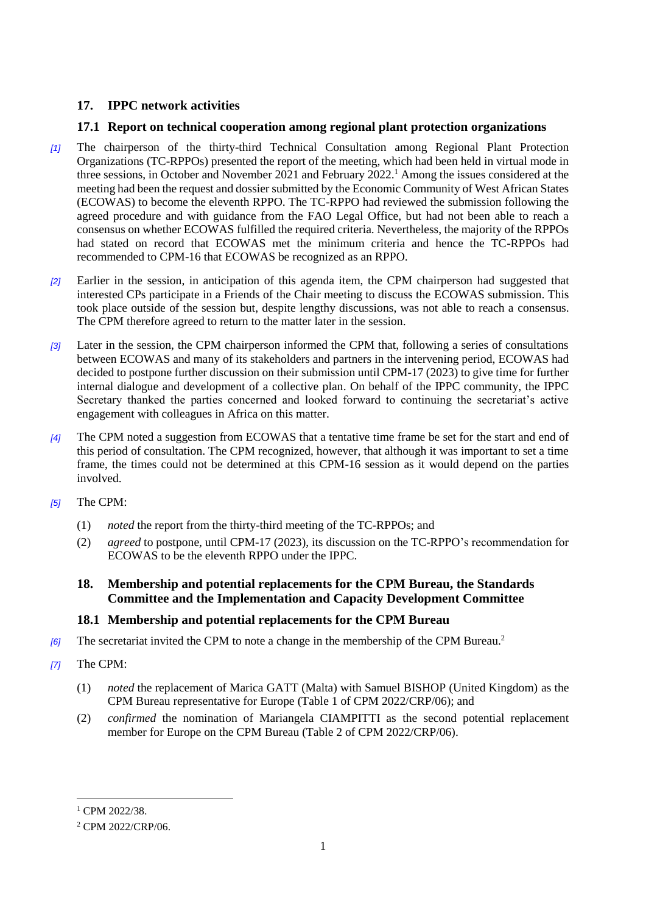## 17. IPPC network activities

### 17.1 Report on technical cooperation among regional plant protection organizations

[1] The chairperson of the thirty-third Technical Consultation among Regional Plant Protection Organizations (TC-RPPOs) presented the report of the meeting, which had been held in virtual mode in three sessions, in October and November 2021 and February 2022.[1] Among the issues considered at the meeting had been the request and dossier submitted by the Economic Community of West African States (ECOWAS) to become the eleventh RPPO. The TC-RPPO had reviewed the submission following the agreed procedure and with guidance from the FAO Legal Office, but had not been able to reach a consensus on whether ECOWAS fulfilled the required criteria. Nevertheless, the majority of the RPPOs had stated on record that ECOWAS met the minimum criteria and hence the TC-RPPOs had recommended to CPM-16 that ECOWAS be recognized as an RPPO.

[2] Earlier in the session, in anticipation of this agenda item, the CPM chairperson had suggested that interested CPs participate in a Friends of the Chair meeting to discuss the ECOWAS submission. This took place outside of the session but, despite lengthy discussions, was not able to reach a consensus. The CPM therefore agreed to return to the matter later in the session.

[3] Later in the session, the CPM chairperson informed the CPM that, following a series of consultations between ECOWAS and many of its stakeholders and partners in the intervening period, ECOWAS had decided to postpone further discussion on their submission until CPM-17 (2023) to give time for further internal dialogue and development of a collective plan. On behalf of the IPPC community, the IPPC Secretary thanked the parties concerned and looked forward to continuing the secretariat's active engagement with colleagues in Africa on this matter.

[4] The CPM noted a suggestion from ECOWAS that a tentative time frame be set for the start and end of this period of consultation. The CPM recognized, however, that although it was important to set a time frame, the times could not be determined at this CPM-16 session as it would depend on the parties involved.

[5] The CPM:

(1) *noted* the report from the thirty-third meeting of the TC-RPPOs; and

(2) *agreed* to postpone, until CPM-17 (2023), its discussion on the TC-RPPO's recommendation for ECOWAS to be the eleventh RPPO under the IPPC.

## 18. Membership and potential replacements for the CPM Bureau, the Standards Committee and the Implementation and Capacity Development Committee

### 18.1 Membership and potential replacements for the CPM Bureau

[6] The secretariat invited the CPM to note a change in the membership of the CPM Bureau.[2]

[7] The CPM:

(1) *noted* the replacement of Marica GATT (Malta) with Samuel BISHOP (United Kingdom) as the CPM Bureau representative for Europe (Table 1 of CPM 2022/CRP/06); and

(2) *confirmed* the nomination of Mariangela CIAMPITTI as the second potential replacement member for Europe on the CPM Bureau (Table 2 of CPM 2022/CRP/06).

---

[1] CPM 2022/38.

[2] CPM 2022/CRP/06.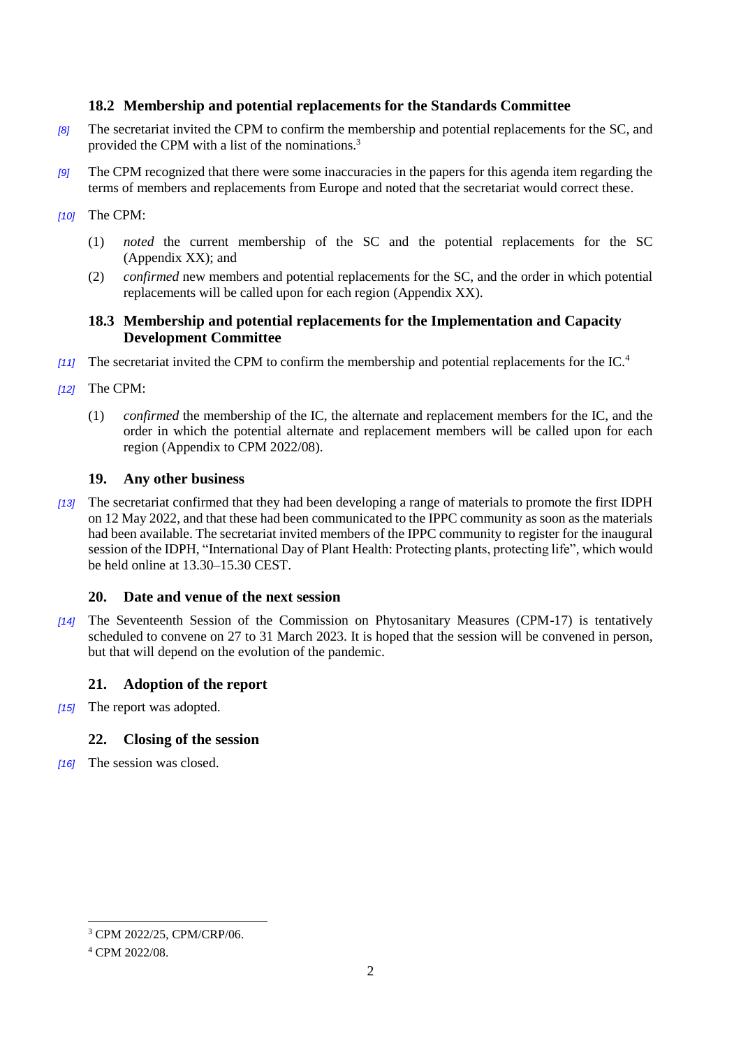### 18.2 Membership and potential replacements for the Standards Committee

*[8]* The secretariat invited the CPM to confirm the membership and potential replacements for the SC, and provided the CPM with a list of the nominations.[3]

*[9]* The CPM recognized that there were some inaccuracies in the papers for this agenda item regarding the terms of members and replacements from Europe and noted that the secretariat would correct these.

*[10]* The CPM:

(1) *noted* the current membership of the SC and the potential replacements for the SC (Appendix XX); and

(2) *confirmed* new members and potential replacements for the SC, and the order in which potential replacements will be called upon for each region (Appendix XX).

### 18.3 Membership and potential replacements for the Implementation and Capacity Development Committee

*[11]* The secretariat invited the CPM to confirm the membership and potential replacements for the IC.[4]

*[12]* The CPM:

(1) *confirmed* the membership of the IC, the alternate and replacement members for the IC, and the order in which the potential alternate and replacement members will be called upon for each region (Appendix to CPM 2022/08).

## 19. Any other business

*[13]* The secretariat confirmed that they had been developing a range of materials to promote the first IDPH on 12 May 2022, and that these had been communicated to the IPPC community as soon as the materials had been available. The secretariat invited members of the IPPC community to register for the inaugural session of the IDPH, "International Day of Plant Health: Protecting plants, protecting life", which would be held online at 13.30–15.30 CEST.

## 20. Date and venue of the next session

*[14]* The Seventeenth Session of the Commission on Phytosanitary Measures (CPM-17) is tentatively scheduled to convene on 27 to 31 March 2023. It is hoped that the session will be convened in person, but that will depend on the evolution of the pandemic.

## 21. Adoption of the report

*[15]* The report was adopted.

## 22. Closing of the session

*[16]* The session was closed.

---

[3] CPM 2022/25, CPM/CRP/06.

[4] CPM 2022/08.